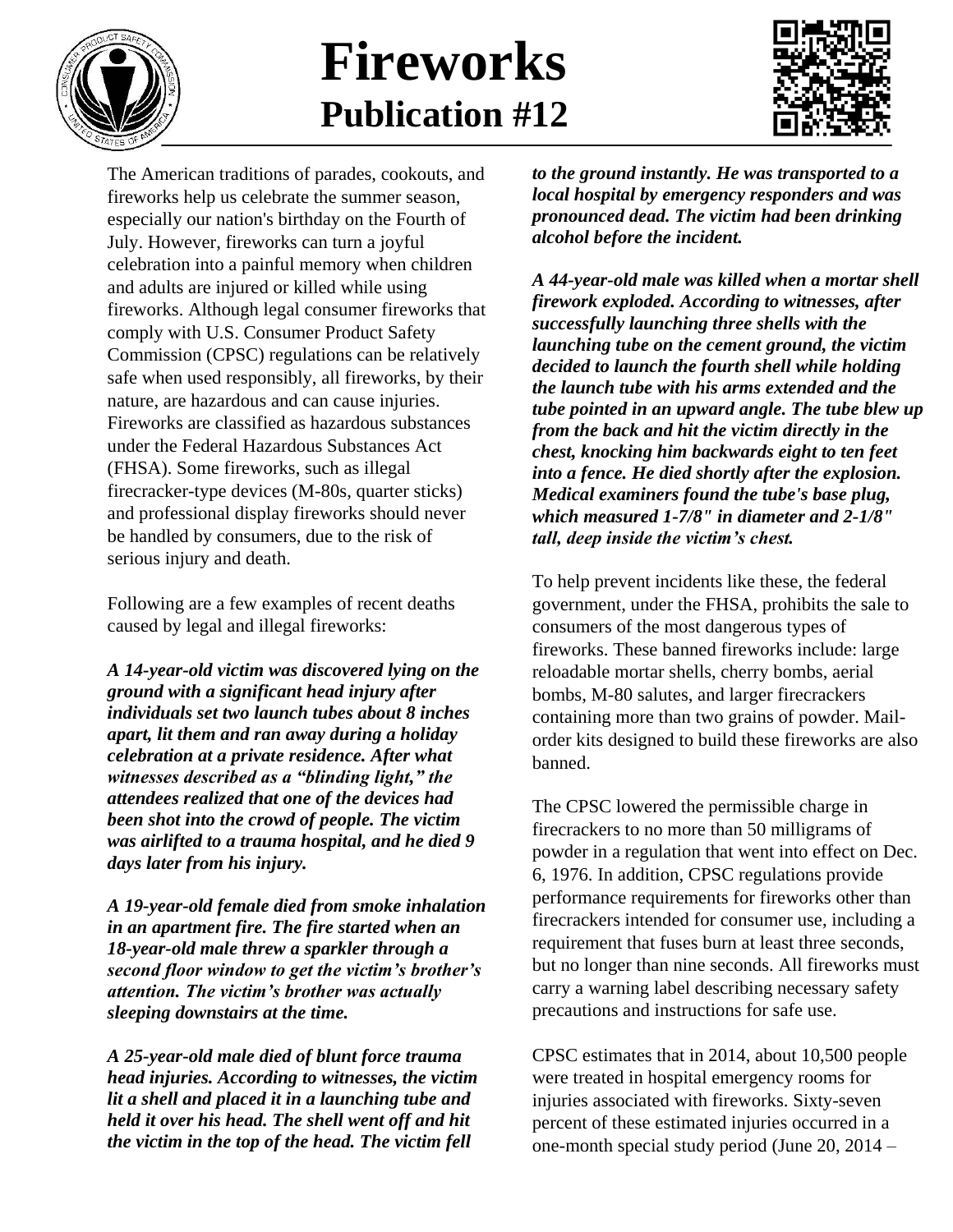# Fireworks

## Publication #12

The American traditions of parades, cookouts, and fireworks help us celebrate the summer season, especially our nation's birthday on the Fourth of July. However, fireworks can turn a joyful celebration into a painful memory when children and adults are injured or killed while using fireworks. Although legal consumer fireworks that comply with U.S. Consumer Product Safety Commission (CPSC) regulations can be relatively safe when used responsibly, all fireworks, by their nature, are hazardous and can cause injuries. Fireworks are classified as hazardous substances under the Federal Hazardous Substances Act (FHSA). Some fireworks, such as illegal firecracker-type devices (M-80s, quarter sticks) and professional display fireworks should never be handled by consumers, due to the risk of serious injury and death.

Following are a few examples of recent deaths caused by legal and illegal fireworks:

***A 14-year-old victim was discovered lying on the ground with a significant head injury after individuals set two launch tubes about 8 inches apart, lit them and ran away during a holiday celebration at a private residence. After what witnesses described as a "blinding light," the attendees realized that one of the devices had been shot into the crowd of people. The victim was airlifted to a trauma hospital, and he died 9 days later from his injury.***

***A 19-year-old female died from smoke inhalation in an apartment fire. The fire started when an 18-year-old male threw a sparkler through a second floor window to get the victim's brother's attention. The victim's brother was actually sleeping downstairs at the time.***

***A 25-year-old male died of blunt force trauma head injuries. According to witnesses, the victim lit a shell and placed it in a launching tube and held it over his head. The shell went off and hit the victim in the top of the head. The victim fell to the ground instantly. He was transported to a local hospital by emergency responders and was pronounced dead. The victim had been drinking alcohol before the incident.***

***A 44-year-old male was killed when a mortar shell firework exploded. According to witnesses, after successfully launching three shells with the launching tube on the cement ground, the victim decided to launch the fourth shell while holding the launch tube with his arms extended and the tube pointed in an upward angle. The tube blew up from the back and hit the victim directly in the chest, knocking him backwards eight to ten feet into a fence. He died shortly after the explosion. Medical examiners found the tube's base plug, which measured 1-7/8" in diameter and 2-1/8" tall, deep inside the victim's chest.***

To help prevent incidents like these, the federal government, under the FHSA, prohibits the sale to consumers of the most dangerous types of fireworks. These banned fireworks include: large reloadable mortar shells, cherry bombs, aerial bombs, M-80 salutes, and larger firecrackers containing more than two grains of powder. Mail-order kits designed to build these fireworks are also banned.

The CPSC lowered the permissible charge in firecrackers to no more than 50 milligrams of powder in a regulation that went into effect on Dec. 6, 1976. In addition, CPSC regulations provide performance requirements for fireworks other than firecrackers intended for consumer use, including a requirement that fuses burn at least three seconds, but no longer than nine seconds. All fireworks must carry a warning label describing necessary safety precautions and instructions for safe use.

CPSC estimates that in 2014, about 10,500 people were treated in hospital emergency rooms for injuries associated with fireworks. Sixty-seven percent of these estimated injuries occurred in a one-month special study period (June 20, 2014 –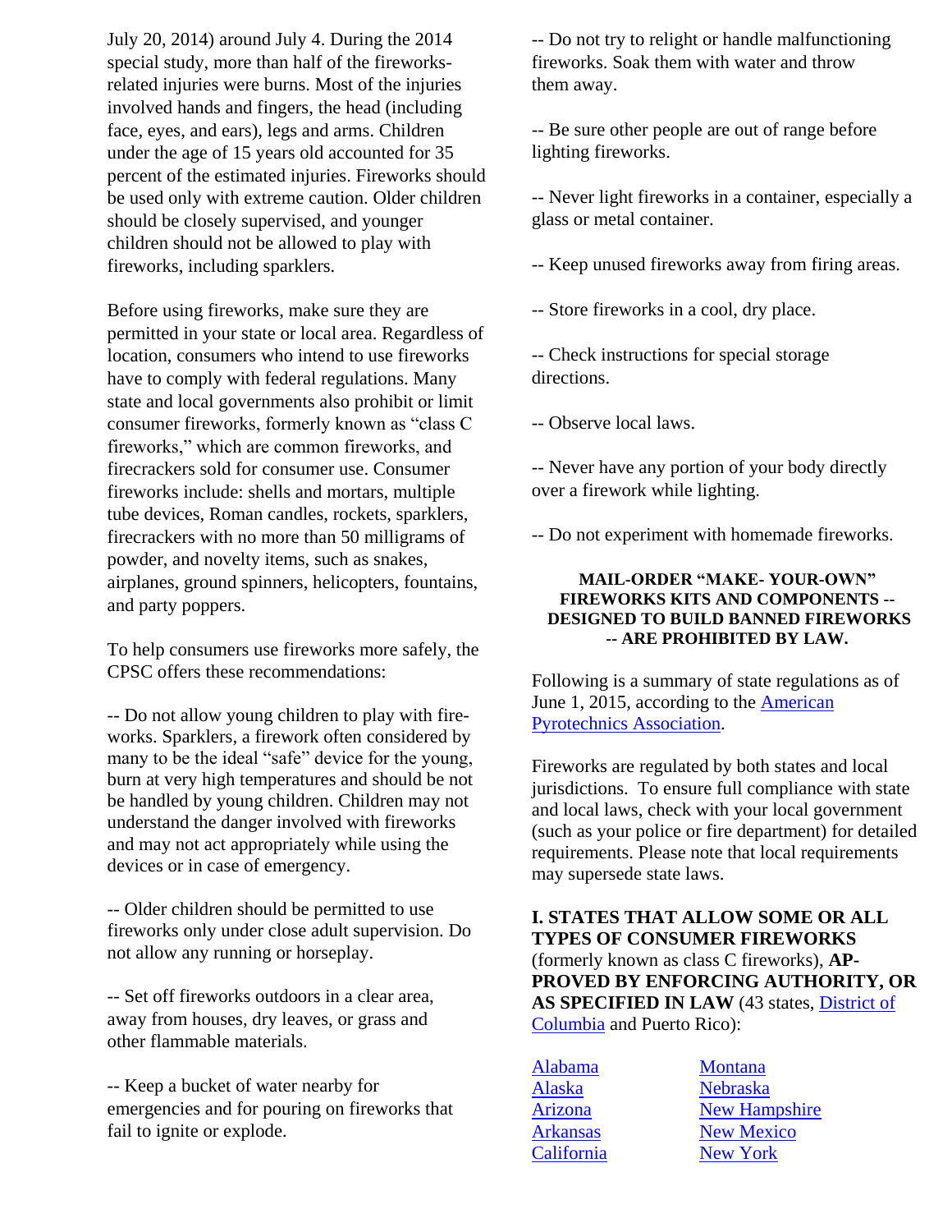July 20, 2014) around July 4. During the 2014 special study, more than half of the fireworks-related injuries were burns. Most of the injuries involved hands and fingers, the head (including face, eyes, and ears), legs and arms. Children under the age of 15 years old accounted for 35 percent of the estimated injuries. Fireworks should be used only with extreme caution. Older children should be closely supervised, and younger children should not be allowed to play with fireworks, including sparklers.

Before using fireworks, make sure they are permitted in your state or local area. Regardless of location, consumers who intend to use fireworks have to comply with federal regulations. Many state and local governments also prohibit or limit consumer fireworks, formerly known as "class C fireworks," which are common fireworks, and firecrackers sold for consumer use. Consumer fireworks include: shells and mortars, multiple tube devices, Roman candles, rockets, sparklers, firecrackers with no more than 50 milligrams of powder, and novelty items, such as snakes, airplanes, ground spinners, helicopters, fountains, and party poppers.

To help consumers use fireworks more safely, the CPSC offers these recommendations:

-- Do not allow young children to play with fireworks. Sparklers, a firework often considered by many to be the ideal "safe" device for the young, burn at very high temperatures and should be not be handled by young children. Children may not understand the danger involved with fireworks and may not act appropriately while using the devices or in case of emergency.

-- Older children should be permitted to use fireworks only under close adult supervision. Do not allow any running or horseplay.

-- Set off fireworks outdoors in a clear area, away from houses, dry leaves, or grass and other flammable materials.

-- Keep a bucket of water nearby for emergencies and for pouring on fireworks that fail to ignite or explode.

-- Do not try to relight or handle malfunctioning fireworks. Soak them with water and throw them away.

-- Be sure other people are out of range before lighting fireworks.

-- Never light fireworks in a container, especially a glass or metal container.

-- Keep unused fireworks away from firing areas.

-- Store fireworks in a cool, dry place.

-- Check instructions for special storage directions.

-- Observe local laws.

-- Never have any portion of your body directly over a firework while lighting.

-- Do not experiment with homemade fireworks.

**MAIL-ORDER "MAKE- YOUR-OWN" FIREWORKS KITS AND COMPONENTS -- DESIGNED TO BUILD BANNED FIREWORKS -- ARE PROHIBITED BY LAW.**

Following is a summary of state regulations as of June 1, 2015, according to the American Pyrotechnics Association.

Fireworks are regulated by both states and local jurisdictions. To ensure full compliance with state and local laws, check with your local government (such as your police or fire department) for detailed requirements. Please note that local requirements may supersede state laws.

**I. STATES THAT ALLOW SOME OR ALL TYPES OF CONSUMER FIREWORKS** (formerly known as class C fireworks), **APPROVED BY ENFORCING AUTHORITY, OR AS SPECIFIED IN LAW** (43 states, District of Columbia and Puerto Rico):

Alabama
Alaska
Arizona
Arkansas
California
Montana
Nebraska
New Hampshire
New Mexico
New York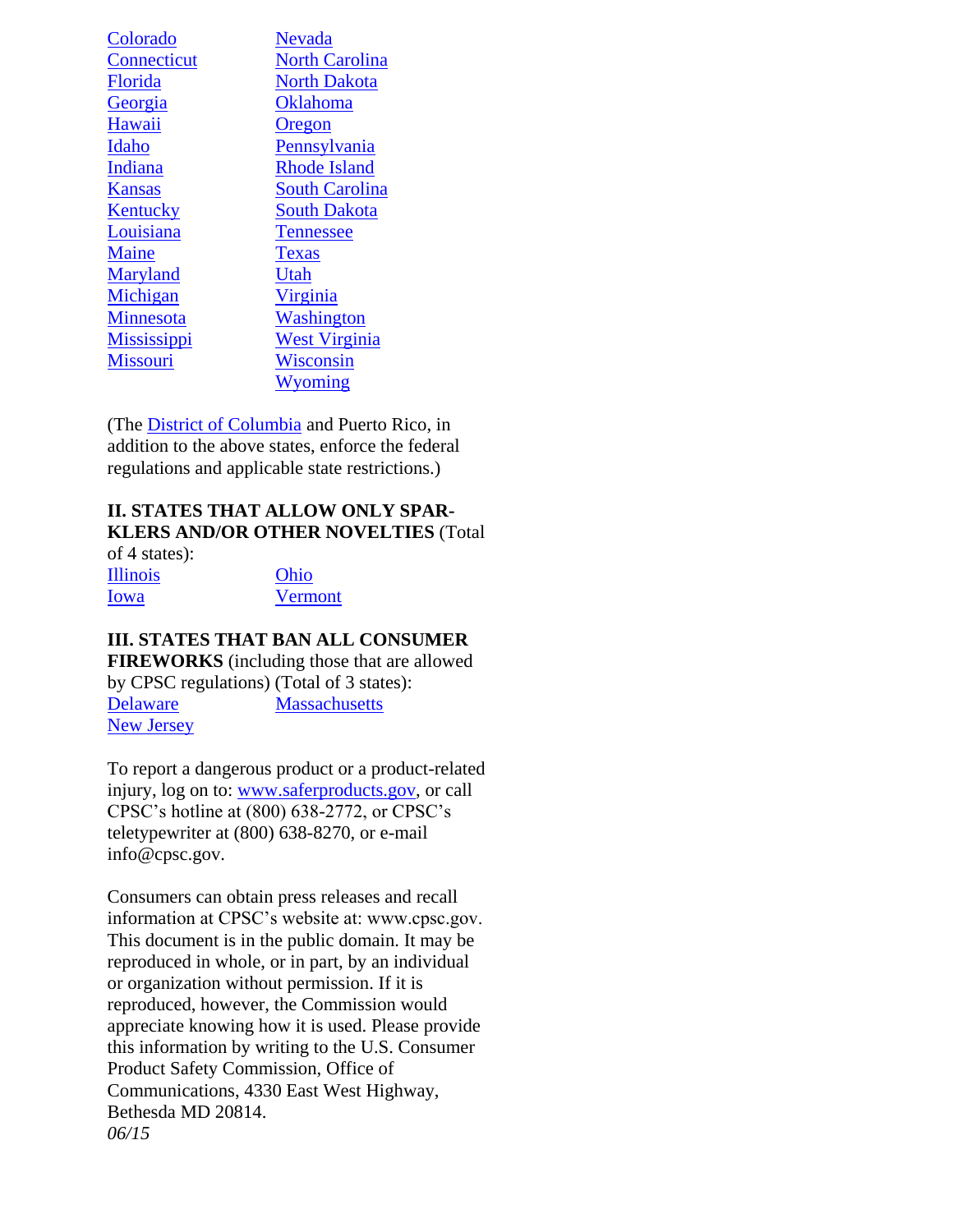| | |
|---|---|
| Colorado | Nevada |
| Connecticut | North Carolina |
| Florida | North Dakota |
| Georgia | Oklahoma |
| Hawaii | Oregon |
| Idaho | Pennsylvania |
| Indiana | Rhode Island |
| Kansas | South Carolina |
| Kentucky | South Dakota |
| Louisiana | Tennessee |
| Maine | Texas |
| Maryland | Utah |
| Michigan | Virginia |
| Minnesota | Washington |
| Mississippi | West Virginia |
| Missouri | Wisconsin |
| | Wyoming |

(The District of Columbia and Puerto Rico, in addition to the above states, enforce the federal regulations and applicable state restrictions.)

**II. STATES THAT ALLOW ONLY SPARKLERS AND/OR OTHER NOVELTIES** (Total of 4 states):

| | |
|---|---|
| Illinois | Ohio |
| Iowa | Vermont |

**III. STATES THAT BAN ALL CONSUMER FIREWORKS** (including those that are allowed by CPSC regulations) (Total of 3 states):

| | |
|---|---|
| Delaware | Massachusetts |
| New Jersey | |

To report a dangerous product or a product-related injury, log on to: www.saferproducts.gov, or call CPSC's hotline at (800) 638-2772, or CPSC's teletypewriter at (800) 638-8270, or e-mail info@cpsc.gov.

Consumers can obtain press releases and recall information at CPSC's website at: www.cpsc.gov. This document is in the public domain. It may be reproduced in whole, or in part, by an individual or organization without permission. If it is reproduced, however, the Commission would appreciate knowing how it is used. Please provide this information by writing to the U.S. Consumer Product Safety Commission, Office of Communications, 4330 East West Highway, Bethesda MD 20814.

*06/15*